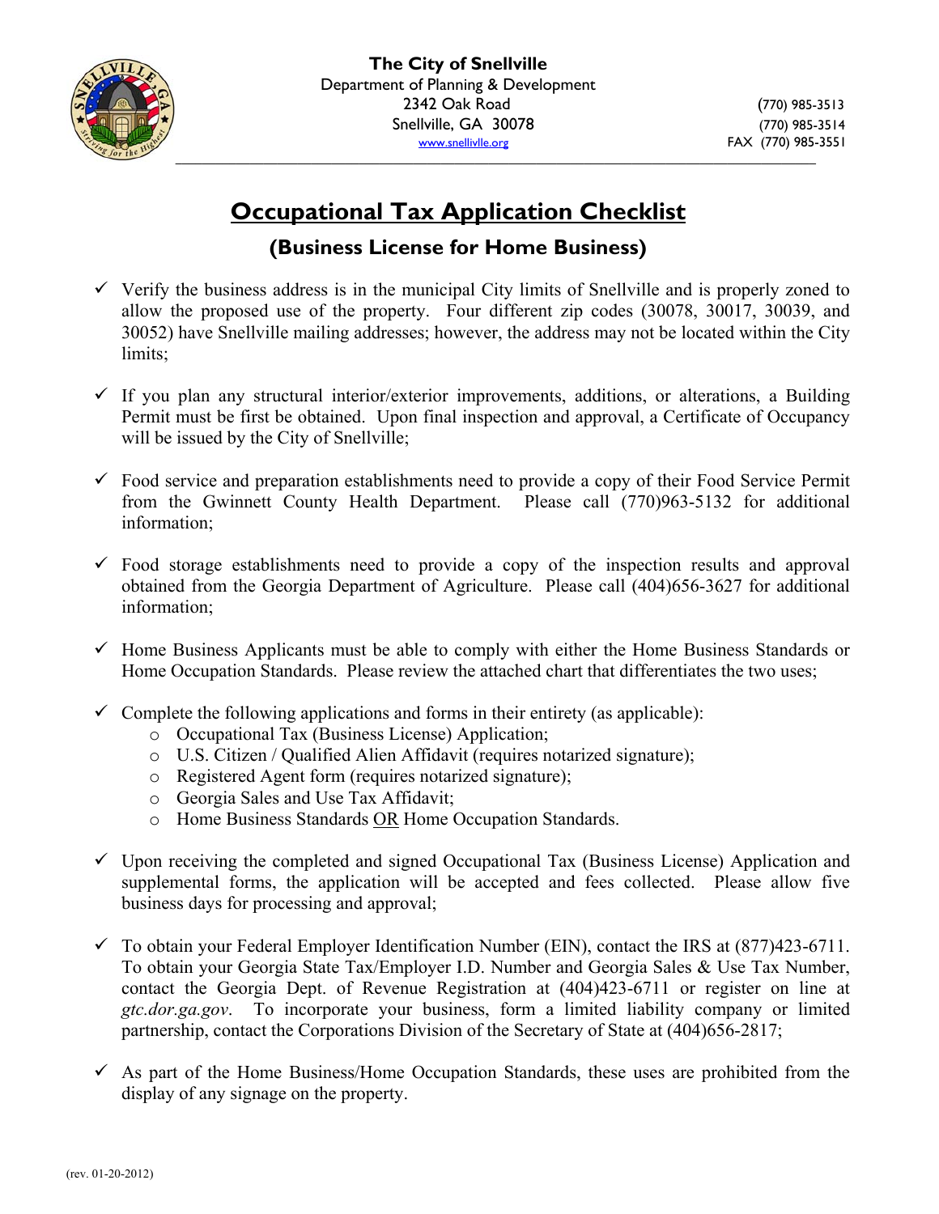**The City of Snellville**
Department of Planning & Development
2342 Oak Road
Snellville, GA 30078
www.snellivlle.org

(770) 985-3513
(770) 985-3514
FAX (770) 985-3551

# Occupational Tax Application Checklist

## (Business License for Home Business)

- ✓ Verify the business address is in the municipal City limits of Snellville and is properly zoned to allow the proposed use of the property. Four different zip codes (30078, 30017, 30039, and 30052) have Snellville mailing addresses; however, the address may not be located within the City limits;

- ✓ If you plan any structural interior/exterior improvements, additions, or alterations, a Building Permit must be first be obtained. Upon final inspection and approval, a Certificate of Occupancy will be issued by the City of Snellville;

- ✓ Food service and preparation establishments need to provide a copy of their Food Service Permit from the Gwinnett County Health Department. Please call (770)963-5132 for additional information;

- ✓ Food storage establishments need to provide a copy of the inspection results and approval obtained from the Georgia Department of Agriculture. Please call (404)656-3627 for additional information;

- ✓ Home Business Applicants must be able to comply with either the Home Business Standards or Home Occupation Standards. Please review the attached chart that differentiates the two uses;

- ✓ Complete the following applications and forms in their entirety (as applicable):
  - Occupational Tax (Business License) Application;
  - U.S. Citizen / Qualified Alien Affidavit (requires notarized signature);
  - Registered Agent form (requires notarized signature);
  - Georgia Sales and Use Tax Affidavit;
  - Home Business Standards <u>OR</u> Home Occupation Standards.

- ✓ Upon receiving the completed and signed Occupational Tax (Business License) Application and supplemental forms, the application will be accepted and fees collected. Please allow five business days for processing and approval;

- ✓ To obtain your Federal Employer Identification Number (EIN), contact the IRS at (877)423-6711. To obtain your Georgia State Tax/Employer I.D. Number and Georgia Sales & Use Tax Number, contact the Georgia Dept. of Revenue Registration at (404)423-6711 or register on line at *gtc.dor.ga.gov*. To incorporate your business, form a limited liability company or limited partnership, contact the Corporations Division of the Secretary of State at (404)656-2817;

- ✓ As part of the Home Business/Home Occupation Standards, these uses are prohibited from the display of any signage on the property.

(rev. 01-20-2012)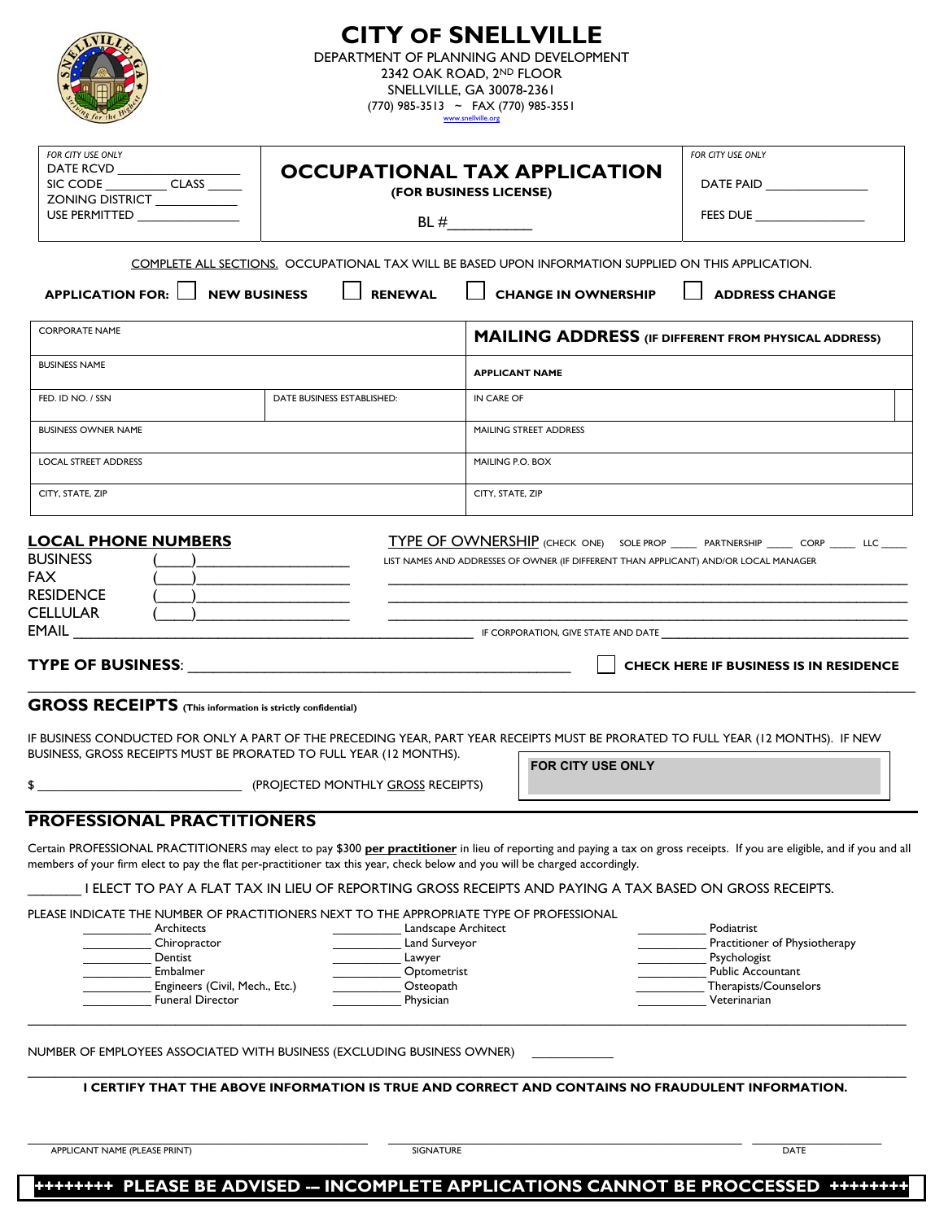# CITY OF SNELLVILLE

DEPARTMENT OF PLANNING AND DEVELOPMENT
2342 OAK ROAD, 2ND FLOOR
SNELLVILLE, GA 30078-2361
(770) 985-3513 ~ FAX (770) 985-3551
www.snellville.org

| *FOR CITY USE ONLY*<br>DATE RCVD ________________<br>SIC CODE ________ CLASS _____<br>ZONING DISTRICT ___________<br>USE PERMITTED _____________ | **OCCUPATIONAL TAX APPLICATION**<br>**(FOR BUSINESS LICENSE)**<br><br>BL #___________ | *FOR CITY USE ONLY*<br><br>DATE PAID _______________<br><br>FEES DUE ________________ |
|---|---|---|

COMPLETE ALL SECTIONS. OCCUPATIONAL TAX WILL BE BASED UPON INFORMATION SUPPLIED ON THIS APPLICATION.

**APPLICATION FOR:** ☐ **NEW BUSINESS** ☐ **RENEWAL** ☐ **CHANGE IN OWNERSHIP** ☐ **ADDRESS CHANGE**

| CORPORATE NAME | | **MAILING ADDRESS (IF DIFFERENT FROM PHYSICAL ADDRESS)** |
|---|---|---|
| BUSINESS NAME | | **APPLICANT NAME** |
| FED. ID NO. / SSN | DATE BUSINESS ESTABLISHED: | IN CARE OF |
| BUSINESS OWNER NAME | | MAILING STREET ADDRESS |
| LOCAL STREET ADDRESS | | MAILING P.O. BOX |
| CITY, STATE, ZIP | | CITY, STATE, ZIP |

**LOCAL PHONE NUMBERS**

BUSINESS (____)____________________
FAX (____)____________________
RESIDENCE (____)____________________
CELLULAR (____)____________________
EMAIL ________________________________________________

TYPE OF OWNERSHIP (CHECK ONE) SOLE PROP _____ PARTNERSHIP _____ CORP _____ LLC _____

LIST NAMES AND ADDRESSES OF OWNER (IF DIFFERENT THAN APPLICANT) AND/OR LOCAL MANAGER

______________________________________________________________________
______________________________________________________________________
______________________________________________________________________

IF CORPORATION, GIVE STATE AND DATE ______________________________________

**TYPE OF BUSINESS**: ________________________________________________ ☐ **CHECK HERE IF BUSINESS IS IN RESIDENCE**

## GROSS RECEIPTS (This information is strictly confidential)

IF BUSINESS CONDUCTED FOR ONLY A PART OF THE PRECEDING YEAR, PART YEAR RECEIPTS MUST BE PRORATED TO FULL YEAR (12 MONTHS). IF NEW BUSINESS, GROSS RECEIPTS MUST BE PRORATED TO FULL YEAR (12 MONTHS).

$ ______________________________ (PROJECTED MONTHLY GROSS RECEIPTS)

**FOR CITY USE ONLY**

## PROFESSIONAL PRACTITIONERS

Certain PROFESSIONAL PRACTITIONERS may elect to pay $300 **per practitioner** in lieu of reporting and paying a tax on gross receipts. If you are eligible, and if you and all members of your firm elect to pay the flat per-practitioner tax this year, check below and you will be charged accordingly.

_______ I ELECT TO PAY A FLAT TAX IN LIEU OF REPORTING GROSS RECEIPTS AND PAYING A TAX BASED ON GROSS RECEIPTS.

PLEASE INDICATE THE NUMBER OF PRACTITIONERS NEXT TO THE APPROPRIATE TYPE OF PROFESSIONAL

| | | |
|---|---|---|
| __________ Architects | __________ Landscape Architect | __________ Podiatrist |
| __________ Chiropractor | __________ Land Surveyor | __________ Practitioner of Physiotherapy |
| __________ Dentist | __________ Lawyer | __________ Psychologist |
| __________ Embalmer | __________ Optometrist | __________ Public Accountant |
| __________ Engineers (Civil, Mech., Etc.) | __________ Osteopath | __________ Therapists/Counselors |
| __________ Funeral Director | __________ Physician | __________ Veterinarian |

NUMBER OF EMPLOYEES ASSOCIATED WITH BUSINESS (EXCLUDING BUSINESS OWNER) ____________

**I CERTIFY THAT THE ABOVE INFORMATION IS TRUE AND CORRECT AND CONTAINS NO FRAUDULENT INFORMATION.**

______________________________ ______________________________ ______________
APPLICANT NAME (PLEASE PRINT) SIGNATURE DATE

**++++++++ PLEASE BE ADVISED -- INCOMPLETE APPLICATIONS CANNOT BE PROCCESSED ++++++++**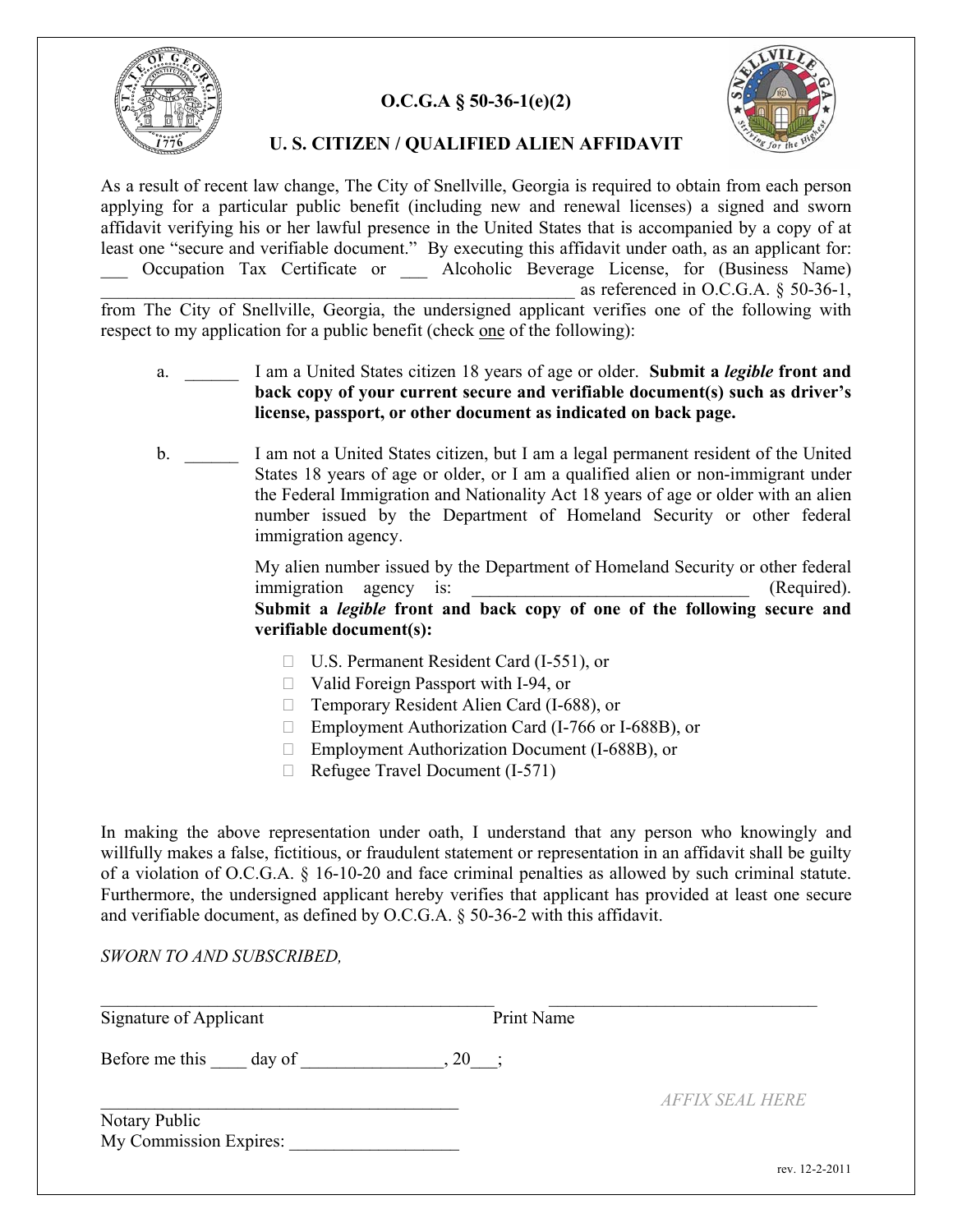# O.C.G.A § 50-36-1(e)(2)

## U. S. CITIZEN / QUALIFIED ALIEN AFFIDAVIT

As a result of recent law change, The City of Snellville, Georgia is required to obtain from each person applying for a particular public benefit (including new and renewal licenses) a signed and sworn affidavit verifying his or her lawful presence in the United States that is accompanied by a copy of at least one "secure and verifiable document." By executing this affidavit under oath, as an applicant for: ___ Occupation Tax Certificate or ___ Alcoholic Beverage License, for (Business Name) ____________________________________________________ as referenced in O.C.G.A. § 50-36-1, from The City of Snellville, Georgia, the undersigned applicant verifies one of the following with respect to my application for a public benefit (check one of the following):

a. ______ I am a United States citizen 18 years of age or older. **Submit a *legible* front and back copy of your current secure and verifiable document(s) such as driver's license, passport, or other document as indicated on back page.**

b. ______ I am not a United States citizen, but I am a legal permanent resident of the United States 18 years of age or older, or I am a qualified alien or non-immigrant under the Federal Immigration and Nationality Act 18 years of age or older with an alien number issued by the Department of Homeland Security or other federal immigration agency.

My alien number issued by the Department of Homeland Security or other federal immigration agency is: ______________________________ (Required). **Submit a *legible* front and back copy of one of the following secure and verifiable document(s):**

- ☐ U.S. Permanent Resident Card (I-551), or
- ☐ Valid Foreign Passport with I-94, or
- ☐ Temporary Resident Alien Card (I-688), or
- ☐ Employment Authorization Card (I-766 or I-688B), or
- ☐ Employment Authorization Document (I-688B), or
- ☐ Refugee Travel Document (I-571)

In making the above representation under oath, I understand that any person who knowingly and willfully makes a false, fictitious, or fraudulent statement or representation in an affidavit shall be guilty of a violation of O.C.G.A. § 16-10-20 and face criminal penalties as allowed by such criminal statute. Furthermore, the undersigned applicant hereby verifies that applicant has provided at least one secure and verifiable document, as defined by O.C.G.A. § 50-36-2 with this affidavit.

*SWORN TO AND SUBSCRIBED,*

______________________________________________ ______________________________

Signature of Applicant Print Name

Before me this ____ day of _______________, 20___;

__________________________________________

Notary Public

My Commission Expires: __________________

*AFFIX SEAL HERE*

rev. 12-2-2011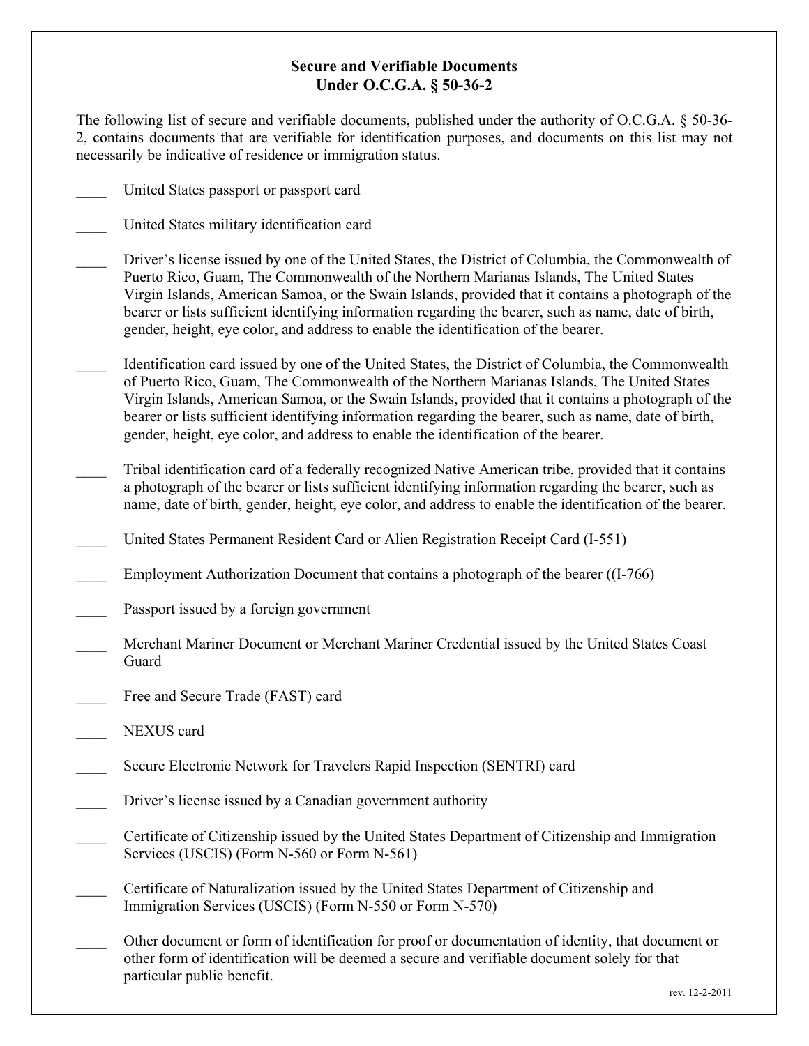## Secure and Verifiable Documents
## Under O.C.G.A. § 50-36-2

The following list of secure and verifiable documents, published under the authority of O.C.G.A. § 50-36-2, contains documents that are verifiable for identification purposes, and documents on this list may not necessarily be indicative of residence or immigration status.

____ United States passport or passport card

____ United States military identification card

____ Driver's license issued by one of the United States, the District of Columbia, the Commonwealth of Puerto Rico, Guam, The Commonwealth of the Northern Marianas Islands, The United States Virgin Islands, American Samoa, or the Swain Islands, provided that it contains a photograph of the bearer or lists sufficient identifying information regarding the bearer, such as name, date of birth, gender, height, eye color, and address to enable the identification of the bearer.

____ Identification card issued by one of the United States, the District of Columbia, the Commonwealth of Puerto Rico, Guam, The Commonwealth of the Northern Marianas Islands, The United States Virgin Islands, American Samoa, or the Swain Islands, provided that it contains a photograph of the bearer or lists sufficient identifying information regarding the bearer, such as name, date of birth, gender, height, eye color, and address to enable the identification of the bearer.

____ Tribal identification card of a federally recognized Native American tribe, provided that it contains a photograph of the bearer or lists sufficient identifying information regarding the bearer, such as name, date of birth, gender, height, eye color, and address to enable the identification of the bearer.

____ United States Permanent Resident Card or Alien Registration Receipt Card (I-551)

____ Employment Authorization Document that contains a photograph of the bearer ((I-766)

____ Passport issued by a foreign government

____ Merchant Mariner Document or Merchant Mariner Credential issued by the United States Coast Guard

____ Free and Secure Trade (FAST) card

____ NEXUS card

____ Secure Electronic Network for Travelers Rapid Inspection (SENTRI) card

____ Driver's license issued by a Canadian government authority

____ Certificate of Citizenship issued by the United States Department of Citizenship and Immigration Services (USCIS) (Form N-560 or Form N-561)

____ Certificate of Naturalization issued by the United States Department of Citizenship and Immigration Services (USCIS) (Form N-550 or Form N-570)

____ Other document or form of identification for proof or documentation of identity, that document or other form of identification will be deemed a secure and verifiable document solely for that particular public benefit.

rev. 12-2-2011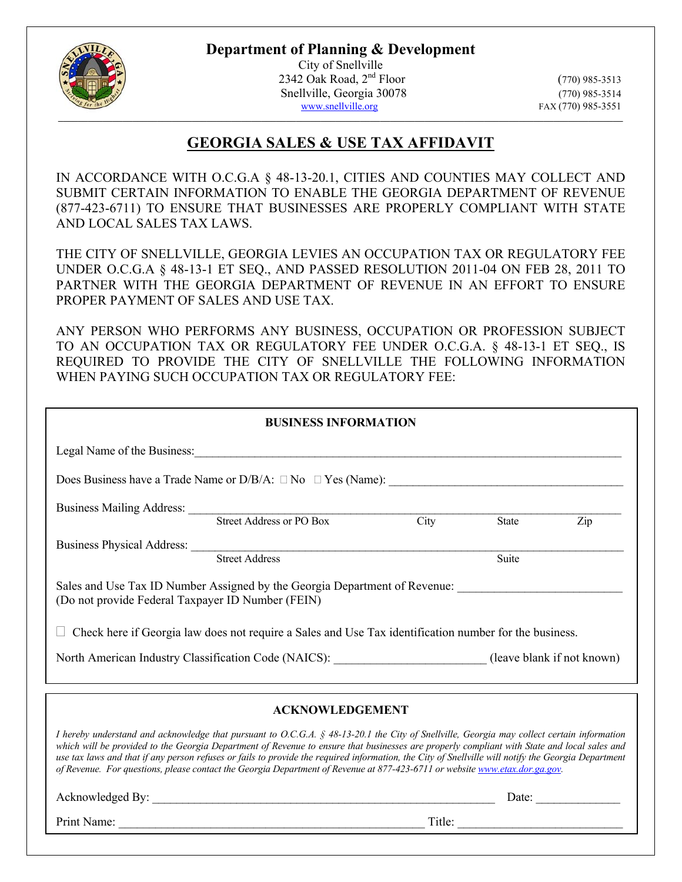# Department of Planning & Development

City of Snellville
2342 Oak Road, 2nd Floor
Snellville, Georgia 30078
www.snellville.org

(770) 985-3513
(770) 985-3514
FAX (770) 985-3551

## GEORGIA SALES & USE TAX AFFIDAVIT

IN ACCORDANCE WITH O.C.G.A § 48-13-20.1, CITIES AND COUNTIES MAY COLLECT AND SUBMIT CERTAIN INFORMATION TO ENABLE THE GEORGIA DEPARTMENT OF REVENUE (877-423-6711) TO ENSURE THAT BUSINESSES ARE PROPERLY COMPLIANT WITH STATE AND LOCAL SALES TAX LAWS.

THE CITY OF SNELLVILLE, GEORGIA LEVIES AN OCCUPATION TAX OR REGULATORY FEE UNDER O.C.G.A § 48-13-1 ET SEQ., AND PASSED RESOLUTION 2011-04 ON FEB 28, 2011 TO PARTNER WITH THE GEORGIA DEPARTMENT OF REVENUE IN AN EFFORT TO ENSURE PROPER PAYMENT OF SALES AND USE TAX.

ANY PERSON WHO PERFORMS ANY BUSINESS, OCCUPATION OR PROFESSION SUBJECT TO AN OCCUPATION TAX OR REGULATORY FEE UNDER O.C.G.A. § 48-13-1 ET SEQ., IS REQUIRED TO PROVIDE THE CITY OF SNELLVILLE THE FOLLOWING INFORMATION WHEN PAYING SUCH OCCUPATION TAX OR REGULATORY FEE:

**BUSINESS INFORMATION**

Legal Name of the Business: ______________________________________________

Does Business have a Trade Name or D/B/A: ☐ No ☐ Yes (Name): ______________________

Business Mailing Address: ______________________________________________
Street Address or PO Box — City — State — Zip

Business Physical Address: ______________________________________________
Street Address — Suite

Sales and Use Tax ID Number Assigned by the Georgia Department of Revenue: ______________________
(Do not provide Federal Taxpayer ID Number (FEIN)

☐ Check here if Georgia law does not require a Sales and Use Tax identification number for the business.

North American Industry Classification Code (NAICS): ______________________ (leave blank if not known)

**ACKNOWLEDGEMENT**

*I hereby understand and acknowledge that pursuant to O.C.G.A. § 48-13-20.1 the City of Snellville, Georgia may collect certain information which will be provided to the Georgia Department of Revenue to ensure that businesses are properly compliant with State and local sales and use tax laws and that if any person refuses or fails to provide the required information, the City of Snellville will notify the Georgia Department of Revenue. For questions, please contact the Georgia Department of Revenue at 877-423-6711 or website www.etax.dor.ga.gov.*

Acknowledged By: ______________________________________________ Date: ______________

Print Name: ______________________________________________ Title: ______________________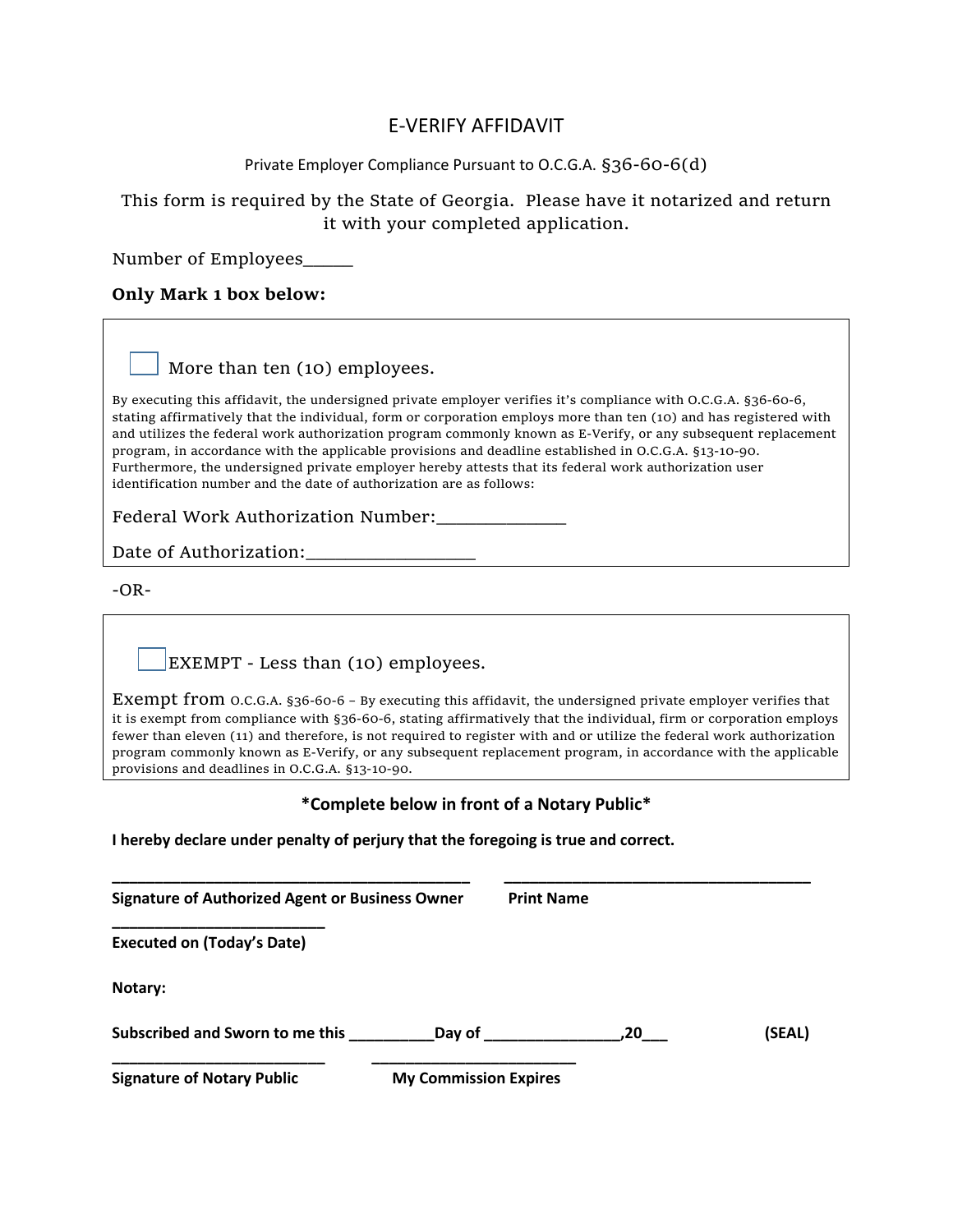# E-VERIFY AFFIDAVIT

Private Employer Compliance Pursuant to O.C.G.A. §36-60-6(d)

This form is required by the State of Georgia. Please have it notarized and return it with your completed application.

Number of Employees_____

**Only Mark 1 box below:**

☐ More than ten (10) employees.

By executing this affidavit, the undersigned private employer verifies it's compliance with O.C.G.A. §36-60-6, stating affirmatively that the individual, form or corporation employs more than ten (10) and has registered with and utilizes the federal work authorization program commonly known as E-Verify, or any subsequent replacement program, in accordance with the applicable provisions and deadline established in O.C.G.A. §13-10-90. Furthermore, the undersigned private employer hereby attests that its federal work authorization user identification number and the date of authorization are as follows:

Federal Work Authorization Number:_____________

Date of Authorization:_________________

-OR-

☐ EXEMPT - Less than (10) employees.

Exempt from O.C.G.A. §36-60-6 – By executing this affidavit, the undersigned private employer verifies that it is exempt from compliance with §36-60-6, stating affirmatively that the individual, firm or corporation employs fewer than eleven (11) and therefore, is not required to register with and or utilize the federal work authorization program commonly known as E-Verify, or any subsequent replacement program, in accordance with the applicable provisions and deadlines in O.C.G.A. §13-10-90.

**\*Complete below in front of a Notary Public\***

**I hereby declare under penalty of perjury that the foregoing is true and correct.**

_______________________________________ &nbsp;&nbsp;&nbsp; _________________________________

**Signature of Authorized Agent or Business Owner** &nbsp;&nbsp;&nbsp; **Print Name**

_______________________

**Executed on (Today's Date)**

**Notary:**

**Subscribed and Sworn to me this _________Day of _______________,20___** &nbsp;&nbsp;&nbsp; **(SEAL)**

_______________________ &nbsp;&nbsp;&nbsp; _______________________

**Signature of Notary Public** &nbsp;&nbsp;&nbsp; **My Commission Expires**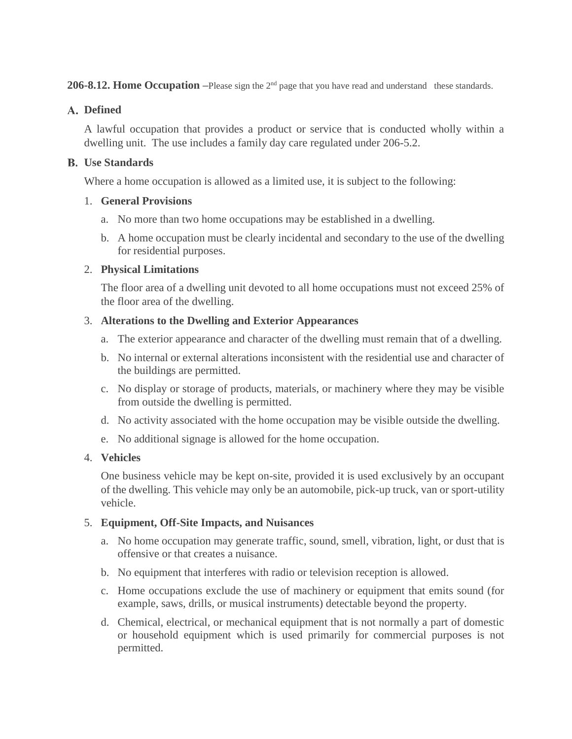**206-8.12. Home Occupation –**Please sign the 2nd page that you have read and understand these standards.

**A. Defined**

A lawful occupation that provides a product or service that is conducted wholly within a dwelling unit. The use includes a family day care regulated under 206-5.2.

**B. Use Standards**

Where a home occupation is allowed as a limited use, it is subject to the following:

1. **General Provisions**
   a. No more than two home occupations may be established in a dwelling.
   b. A home occupation must be clearly incidental and secondary to the use of the dwelling for residential purposes.

2. **Physical Limitations**

   The floor area of a dwelling unit devoted to all home occupations must not exceed 25% of the floor area of the dwelling.

3. **Alterations to the Dwelling and Exterior Appearances**
   a. The exterior appearance and character of the dwelling must remain that of a dwelling.
   b. No internal or external alterations inconsistent with the residential use and character of the buildings are permitted.
   c. No display or storage of products, materials, or machinery where they may be visible from outside the dwelling is permitted.
   d. No activity associated with the home occupation may be visible outside the dwelling.
   e. No additional signage is allowed for the home occupation.

4. **Vehicles**

   One business vehicle may be kept on-site, provided it is used exclusively by an occupant of the dwelling. This vehicle may only be an automobile, pick-up truck, van or sport-utility vehicle.

5. **Equipment, Off-Site Impacts, and Nuisances**
   a. No home occupation may generate traffic, sound, smell, vibration, light, or dust that is offensive or that creates a nuisance.
   b. No equipment that interferes with radio or television reception is allowed.
   c. Home occupations exclude the use of machinery or equipment that emits sound (for example, saws, drills, or musical instruments) detectable beyond the property.
   d. Chemical, electrical, or mechanical equipment that is not normally a part of domestic or household equipment which is used primarily for commercial purposes is not permitted.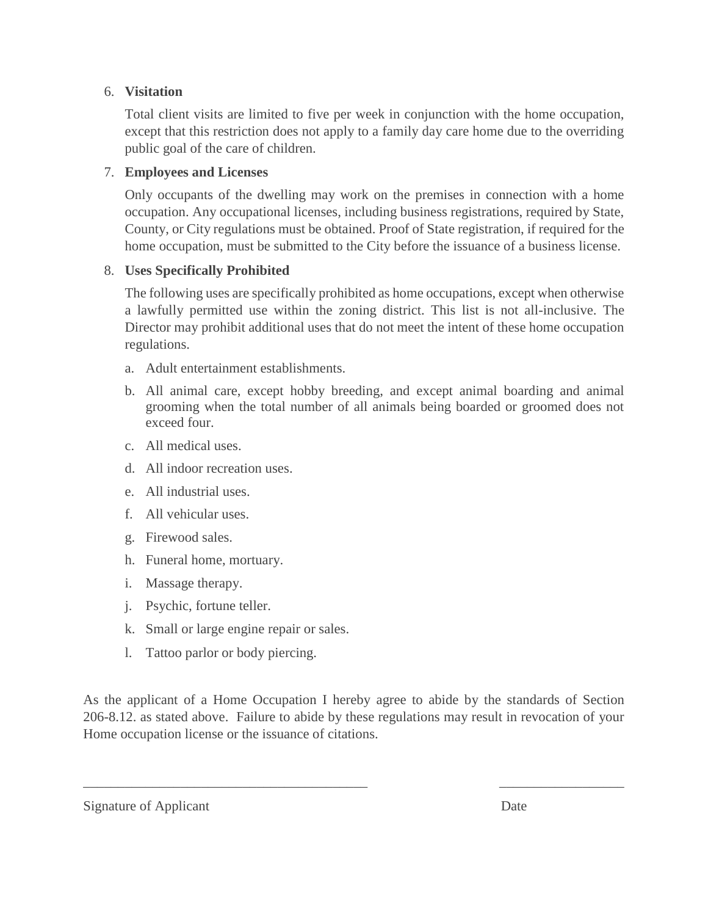6. **Visitation**

   Total client visits are limited to five per week in conjunction with the home occupation, except that this restriction does not apply to a family day care home due to the overriding public goal of the care of children.

7. **Employees and Licenses**

   Only occupants of the dwelling may work on the premises in connection with a home occupation. Any occupational licenses, including business registrations, required by State, County, or City regulations must be obtained. Proof of State registration, if required for the home occupation, must be submitted to the City before the issuance of a business license.

8. **Uses Specifically Prohibited**

   The following uses are specifically prohibited as home occupations, except when otherwise a lawfully permitted use within the zoning district. This list is not all-inclusive. The Director may prohibit additional uses that do not meet the intent of these home occupation regulations.

   a. Adult entertainment establishments.
   b. All animal care, except hobby breeding, and except animal boarding and animal grooming when the total number of all animals being boarded or groomed does not exceed four.
   c. All medical uses.
   d. All indoor recreation uses.
   e. All industrial uses.
   f. All vehicular uses.
   g. Firewood sales.
   h. Funeral home, mortuary.
   i. Massage therapy.
   j. Psychic, fortune teller.
   k. Small or large engine repair or sales.
   l. Tattoo parlor or body piercing.

As the applicant of a Home Occupation I hereby agree to abide by the standards of Section 206-8.12. as stated above. Failure to abide by these regulations may result in revocation of your Home occupation license or the issuance of citations.

\_\_\_\_\_\_\_\_\_\_\_\_\_\_\_\_\_\_\_\_\_\_\_\_\_\_\_\_\_\_\_\_\_\_\_\_\_\_\_\_ \_\_\_\_\_\_\_\_\_\_\_\_\_\_\_\_\_\_

Signature of Applicant Date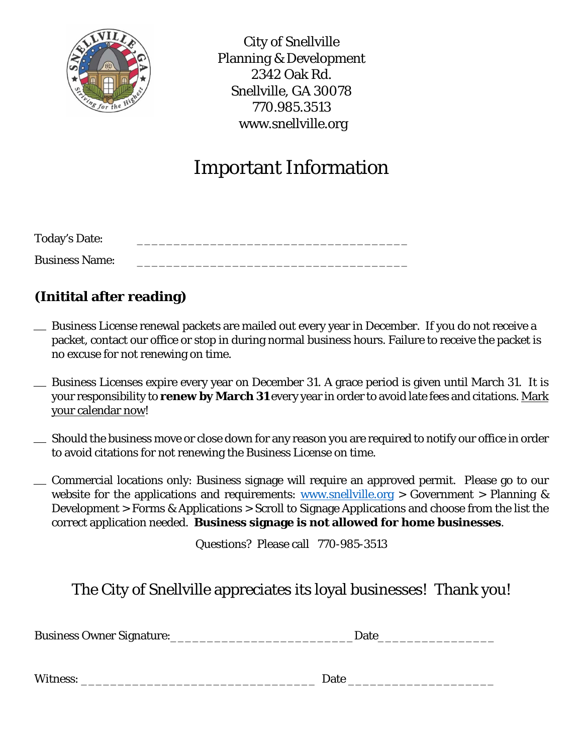City of Snellville
Planning & Development
2342 Oak Rd.
Snellville, GA 30078
770.985.3513
www.snellville.org

# Important Information

Today's Date: ____________________________________

Business Name: ____________________________________

### (Initital after reading)

__ Business License renewal packets are mailed out every year in December. If you do not receive a packet, contact our office or stop in during normal business hours. Failure to receive the packet is no excuse for not renewing on time.

__ Business Licenses expire every year on December 31. A grace period is given until March 31. It is your responsibility to **renew by March 31** every year in order to avoid late fees and citations. Mark your calendar now!

__ Should the business move or close down for any reason you are required to notify our office in order to avoid citations for not renewing the Business License on time.

__ Commercial locations only: Business signage will require an approved permit. Please go to our website for the applications and requirements: www.snellville.org > Government > Planning & Development > Forms & Applications > Scroll to Signage Applications and choose from the list the correct application needed. **Business signage is not allowed for home businesses**.

Questions? Please call 770-985-3513

The City of Snellville appreciates its loyal businesses! Thank you!

Business Owner Signature:__________________________ Date________________

Witness: _________________________________ Date ____________________